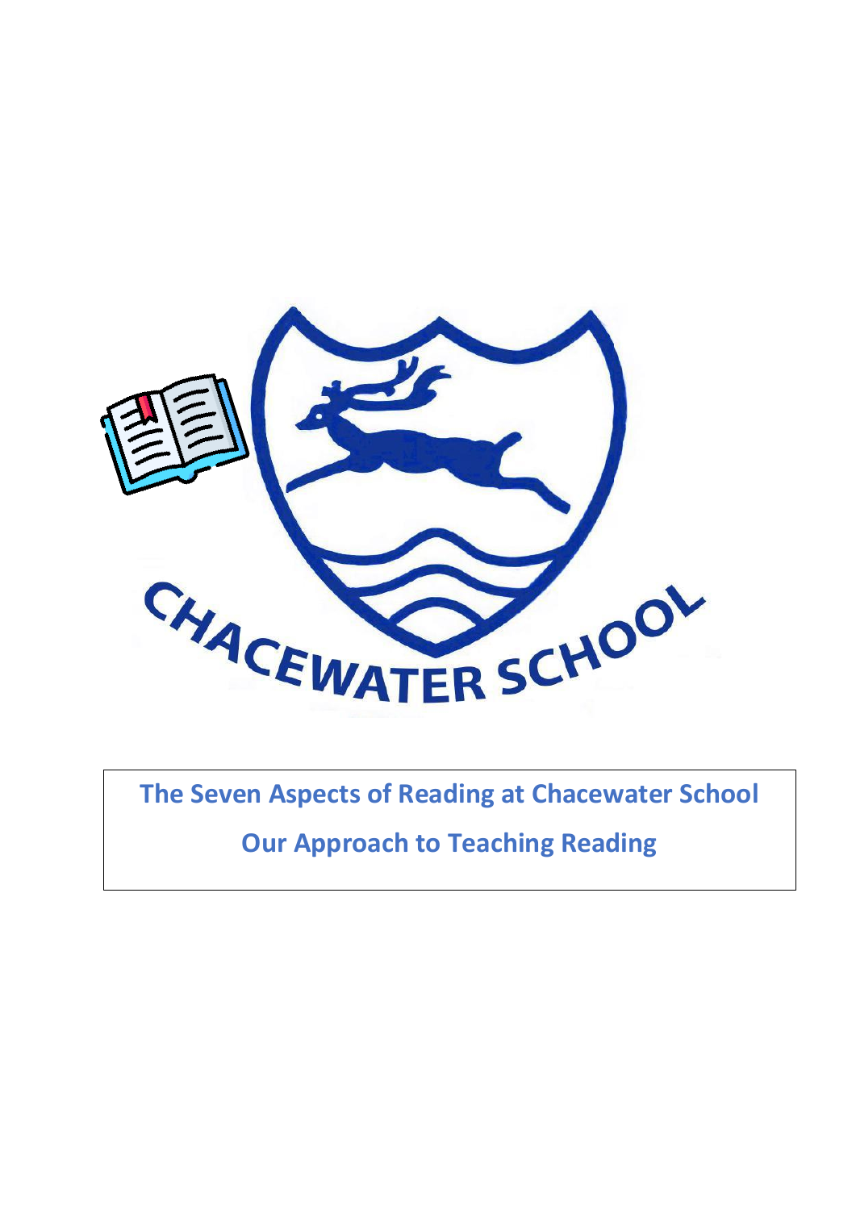CHACEWATER SCHOOL

# The Seven Aspects of Reading at Chacewater School

## Our Approach to Teaching Reading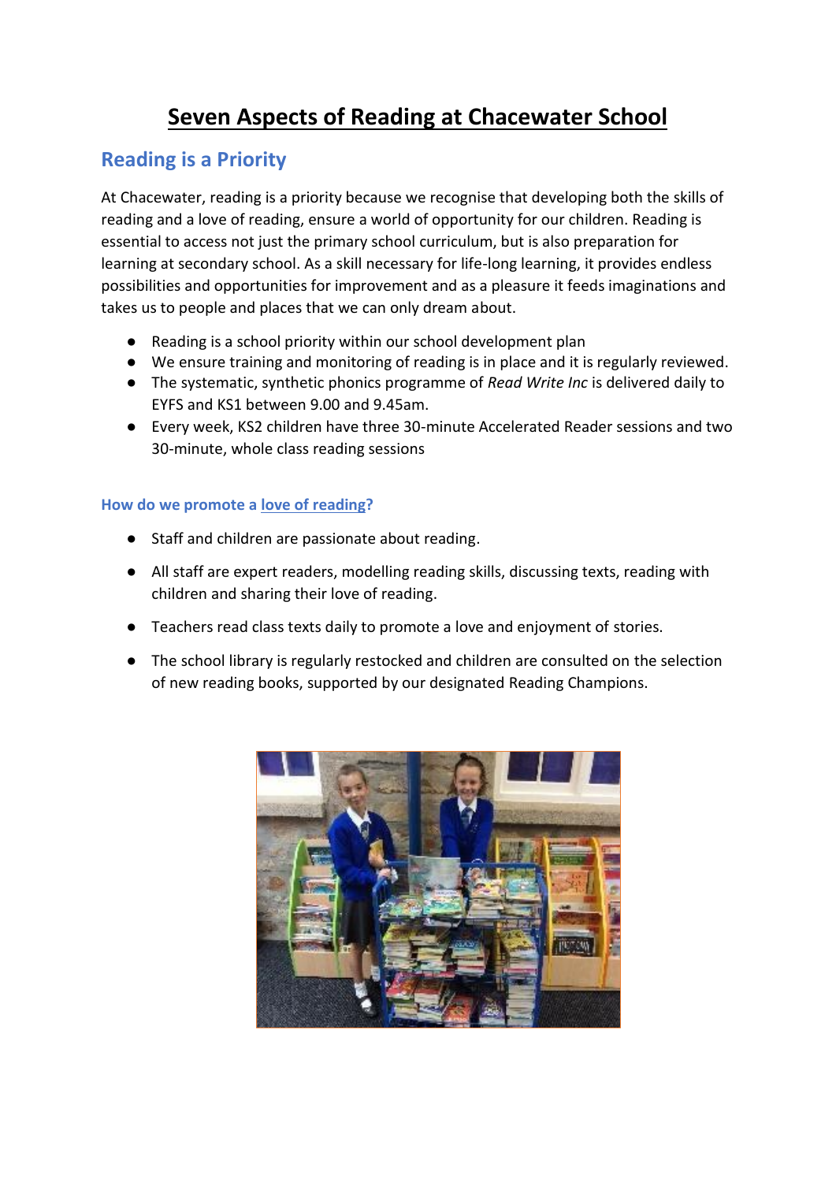# Seven Aspects of Reading at Chacewater School

## Reading is a Priority

At Chacewater, reading is a priority because we recognise that developing both the skills of reading and a love of reading, ensure a world of opportunity for our children. Reading is essential to access not just the primary school curriculum, but is also preparation for learning at secondary school. As a skill necessary for life-long learning, it provides endless possibilities and opportunities for improvement and as a pleasure it feeds imaginations and takes us to people and places that we can only dream about.

- Reading is a school priority within our school development plan
- We ensure training and monitoring of reading is in place and it is regularly reviewed.
- The systematic, synthetic phonics programme of *Read Write Inc* is delivered daily to EYFS and KS1 between 9.00 and 9.45am.
- Every week, KS2 children have three 30-minute Accelerated Reader sessions and two 30-minute, whole class reading sessions

### How do we promote a love of reading?

- Staff and children are passionate about reading.
- All staff are expert readers, modelling reading skills, discussing texts, reading with children and sharing their love of reading.
- Teachers read class texts daily to promote a love and enjoyment of stories.
- The school library is regularly restocked and children are consulted on the selection of new reading books, supported by our designated Reading Champions.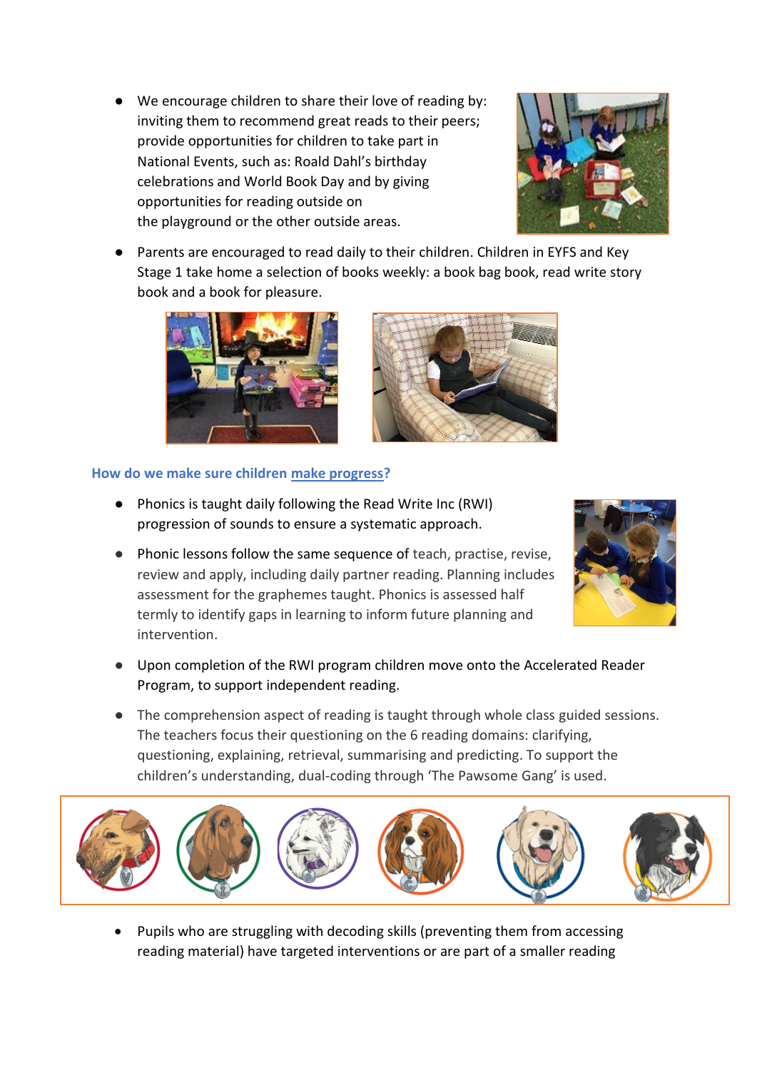- We encourage children to share their love of reading by: inviting them to recommend great reads to their peers; provide opportunities for children to take part in National Events, such as: Roald Dahl's birthday celebrations and World Book Day and by giving opportunities for reading outside on the playground or the other outside areas.
- Parents are encouraged to read daily to their children. Children in EYFS and Key Stage 1 take home a selection of books weekly: a book bag book, read write story book and a book for pleasure.

### How do we make sure children make progress?

- Phonics is taught daily following the Read Write Inc (RWI) progression of sounds to ensure a systematic approach.
- Phonic lessons follow the same sequence of teach, practise, revise, review and apply, including daily partner reading. Planning includes assessment for the graphemes taught. Phonics is assessed half termly to identify gaps in learning to inform future planning and intervention.
- Upon completion of the RWI program children move onto the Accelerated Reader Program, to support independent reading.
- The comprehension aspect of reading is taught through whole class guided sessions. The teachers focus their questioning on the 6 reading domains: clarifying, questioning, explaining, retrieval, summarising and predicting. To support the children's understanding, dual-coding through 'The Pawsome Gang' is used.
- Pupils who are struggling with decoding skills (preventing them from accessing reading material) have targeted interventions or are part of a smaller reading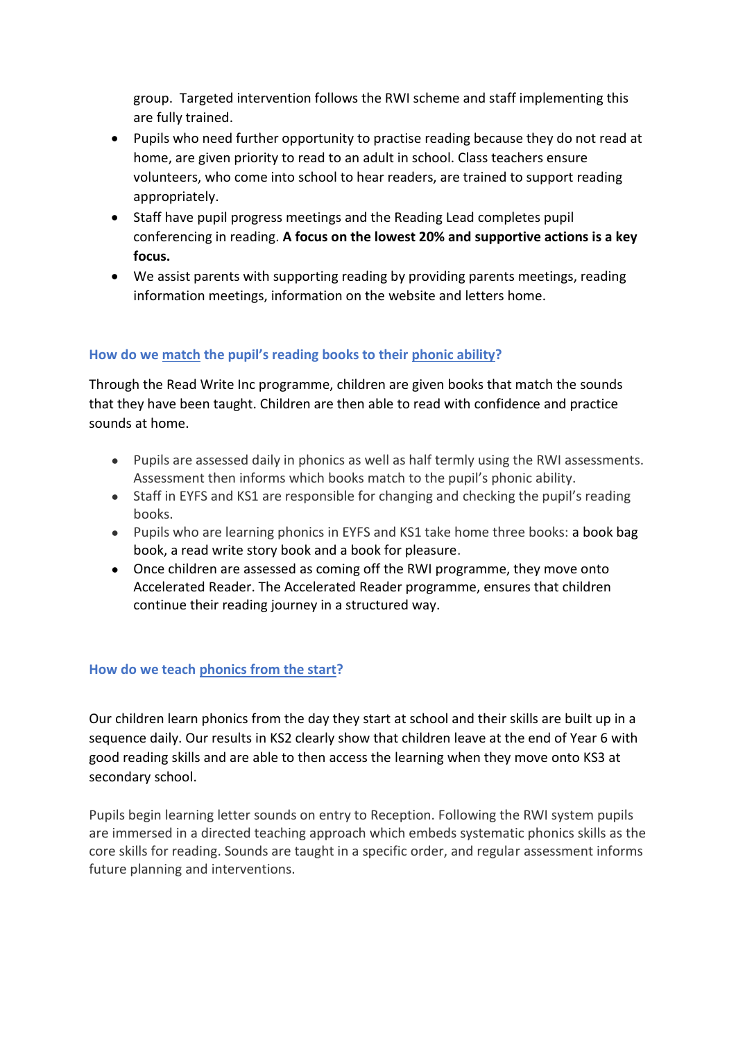group. Targeted intervention follows the RWI scheme and staff implementing this are fully trained.

- Pupils who need further opportunity to practise reading because they do not read at home, are given priority to read to an adult in school. Class teachers ensure volunteers, who come into school to hear readers, are trained to support reading appropriately.
- Staff have pupil progress meetings and the Reading Lead completes pupil conferencing in reading. **A focus on the lowest 20% and supportive actions is a key focus.**
- We assist parents with supporting reading by providing parents meetings, reading information meetings, information on the website and letters home.

### How do we match the pupil's reading books to their phonic ability?

Through the Read Write Inc programme, children are given books that match the sounds that they have been taught. Children are then able to read with confidence and practice sounds at home.

- Pupils are assessed daily in phonics as well as half termly using the RWI assessments. Assessment then informs which books match to the pupil's phonic ability.
- Staff in EYFS and KS1 are responsible for changing and checking the pupil's reading books.
- Pupils who are learning phonics in EYFS and KS1 take home three books: a book bag book, a read write story book and a book for pleasure.
- Once children are assessed as coming off the RWI programme, they move onto Accelerated Reader. The Accelerated Reader programme, ensures that children continue their reading journey in a structured way.

### How do we teach phonics from the start?

Our children learn phonics from the day they start at school and their skills are built up in a sequence daily. Our results in KS2 clearly show that children leave at the end of Year 6 with good reading skills and are able to then access the learning when they move onto KS3 at secondary school.

Pupils begin learning letter sounds on entry to Reception. Following the RWI system pupils are immersed in a directed teaching approach which embeds systematic phonics skills as the core skills for reading. Sounds are taught in a specific order, and regular assessment informs future planning and interventions.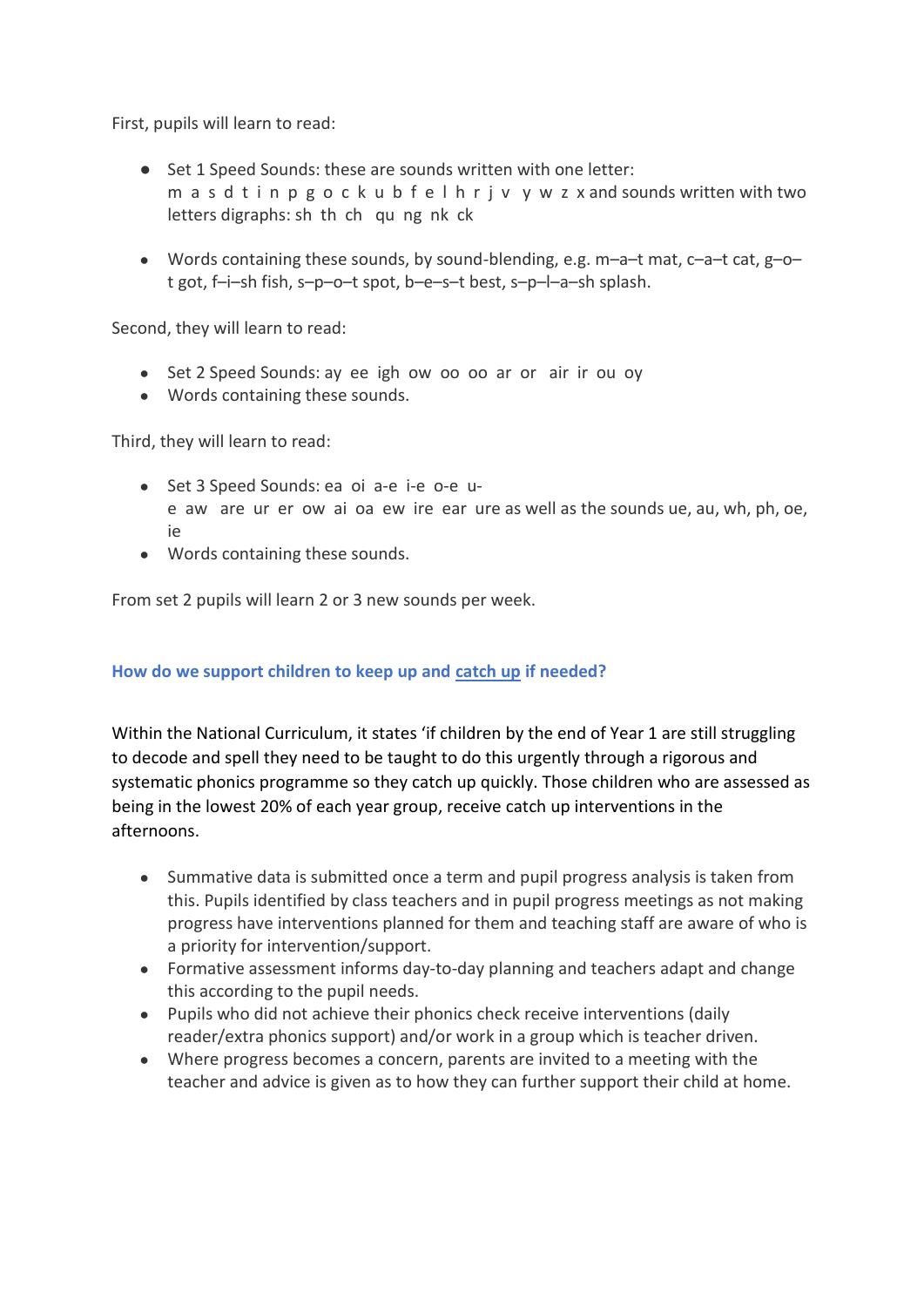First, pupils will learn to read:

- Set 1 Speed Sounds: these are sounds written with one letter: m a s d t i n p g o c k u b f e l h r j v y w z x and sounds written with two letters digraphs: sh th ch qu ng nk ck
- Words containing these sounds, by sound-blending, e.g. m–a–t mat, c–a–t cat, g–o–t got, f–i–sh fish, s–p–o–t spot, b–e–s–t best, s–p–l–a–sh splash.

Second, they will learn to read:

- Set 2 Speed Sounds: ay ee igh ow oo oo ar or air ir ou oy
- Words containing these sounds.

Third, they will learn to read:

- Set 3 Speed Sounds: ea oi a-e i-e o-e u-e aw are ur er ow ai oa ew ire ear ure as well as the sounds ue, au, wh, ph, oe, ie
- Words containing these sounds.

From set 2 pupils will learn 2 or 3 new sounds per week.

### How do we support children to keep up and catch up if needed?

Within the National Curriculum, it states 'if children by the end of Year 1 are still struggling to decode and spell they need to be taught to do this urgently through a rigorous and systematic phonics programme so they catch up quickly. Those children who are assessed as being in the lowest 20% of each year group, receive catch up interventions in the afternoons.

- Summative data is submitted once a term and pupil progress analysis is taken from this. Pupils identified by class teachers and in pupil progress meetings as not making progress have interventions planned for them and teaching staff are aware of who is a priority for intervention/support.
- Formative assessment informs day-to-day planning and teachers adapt and change this according to the pupil needs.
- Pupils who did not achieve their phonics check receive interventions (daily reader/extra phonics support) and/or work in a group which is teacher driven.
- Where progress becomes a concern, parents are invited to a meeting with the teacher and advice is given as to how they can further support their child at home.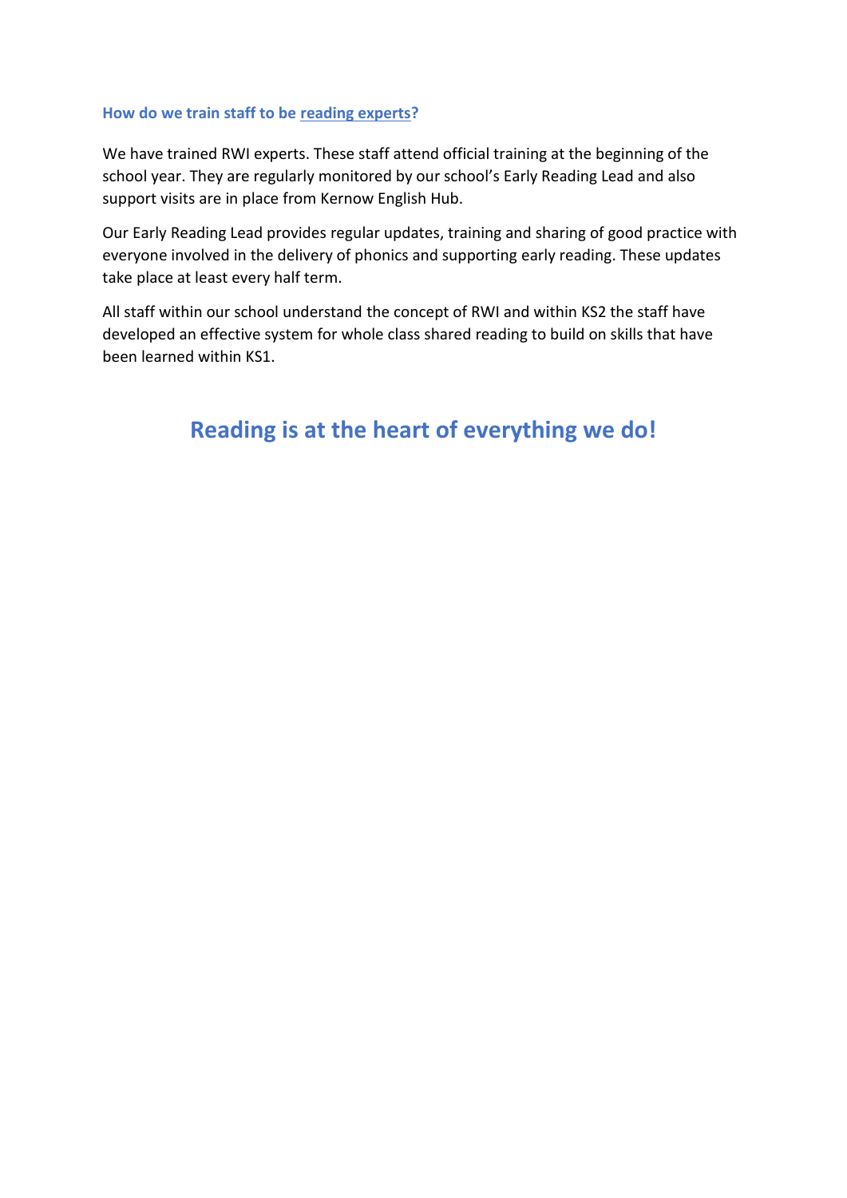### How do we train staff to be reading experts?

We have trained RWI experts. These staff attend official training at the beginning of the school year. They are regularly monitored by our school's Early Reading Lead and also support visits are in place from Kernow English Hub.

Our Early Reading Lead provides regular updates, training and sharing of good practice with everyone involved in the delivery of phonics and supporting early reading. These updates take place at least every half term.

All staff within our school understand the concept of RWI and within KS2 the staff have developed an effective system for whole class shared reading to build on skills that have been learned within KS1.

## Reading is at the heart of everything we do!